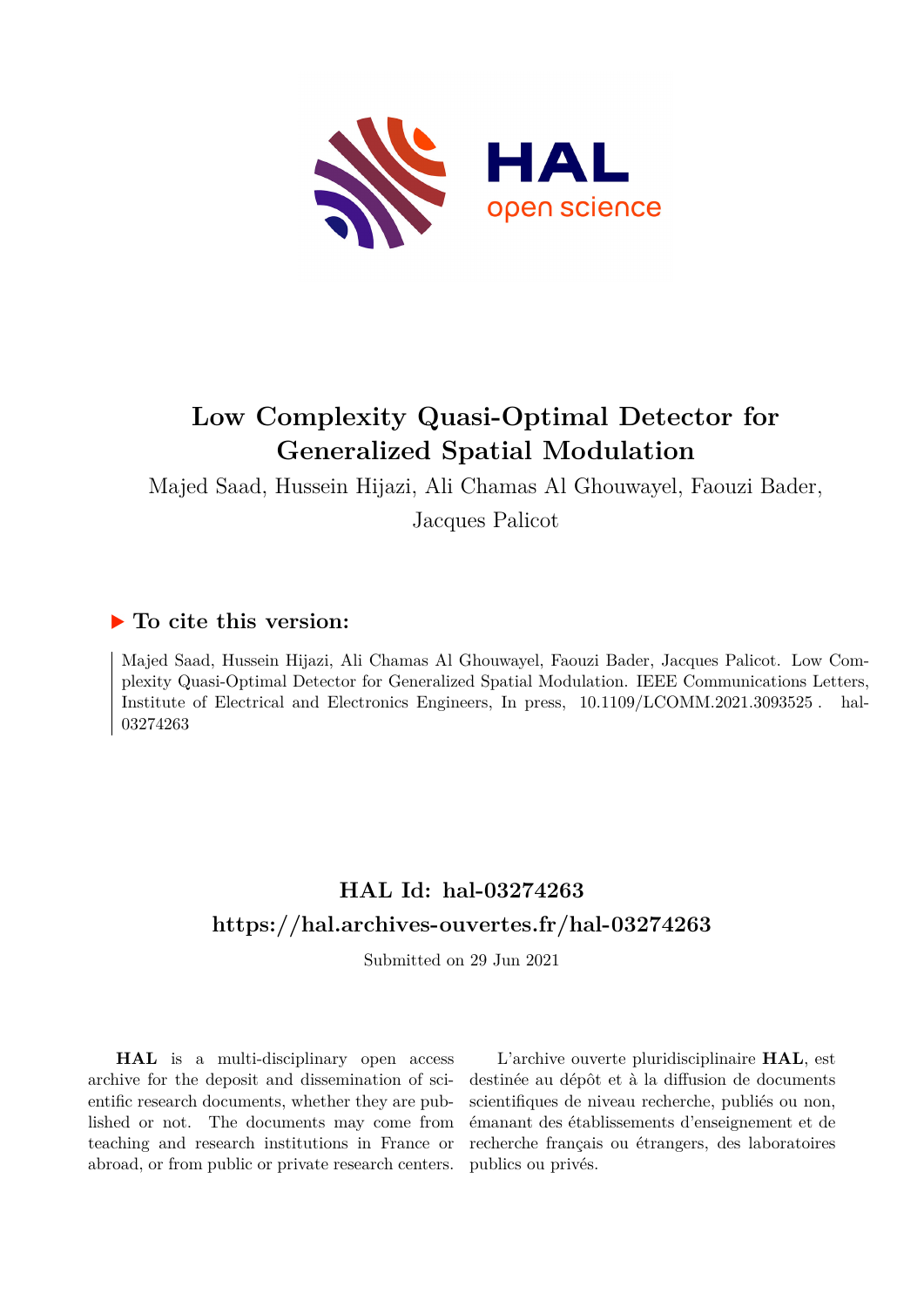# Low Complexity Quasi-Optimal Detector for Generalized Spatial Modulation

Majed Saad, Hussein Hijazi, Ali Chamas Al Ghouwayel, Faouzi Bader, Jacques Palicot

## ▶ To cite this version:

Majed Saad, Hussein Hijazi, Ali Chamas Al Ghouwayel, Faouzi Bader, Jacques Palicot. Low Complexity Quasi-Optimal Detector for Generalized Spatial Modulation. IEEE Communications Letters, Institute of Electrical and Electronics Engineers, In press, 10.1109/LCOMM.2021.3093525 . hal-03274263

## HAL Id: hal-03274263
## https://hal.archives-ouvertes.fr/hal-03274263

Submitted on 29 Jun 2021

**HAL** is a multi-disciplinary open access archive for the deposit and dissemination of scientific research documents, whether they are published or not. The documents may come from teaching and research institutions in France or abroad, or from public or private research centers.

L'archive ouverte pluridisciplinaire **HAL**, est destinée au dépôt et à la diffusion de documents scientifiques de niveau recherche, publiés ou non, émanant des établissements d'enseignement et de recherche français ou étrangers, des laboratoires publics ou privés.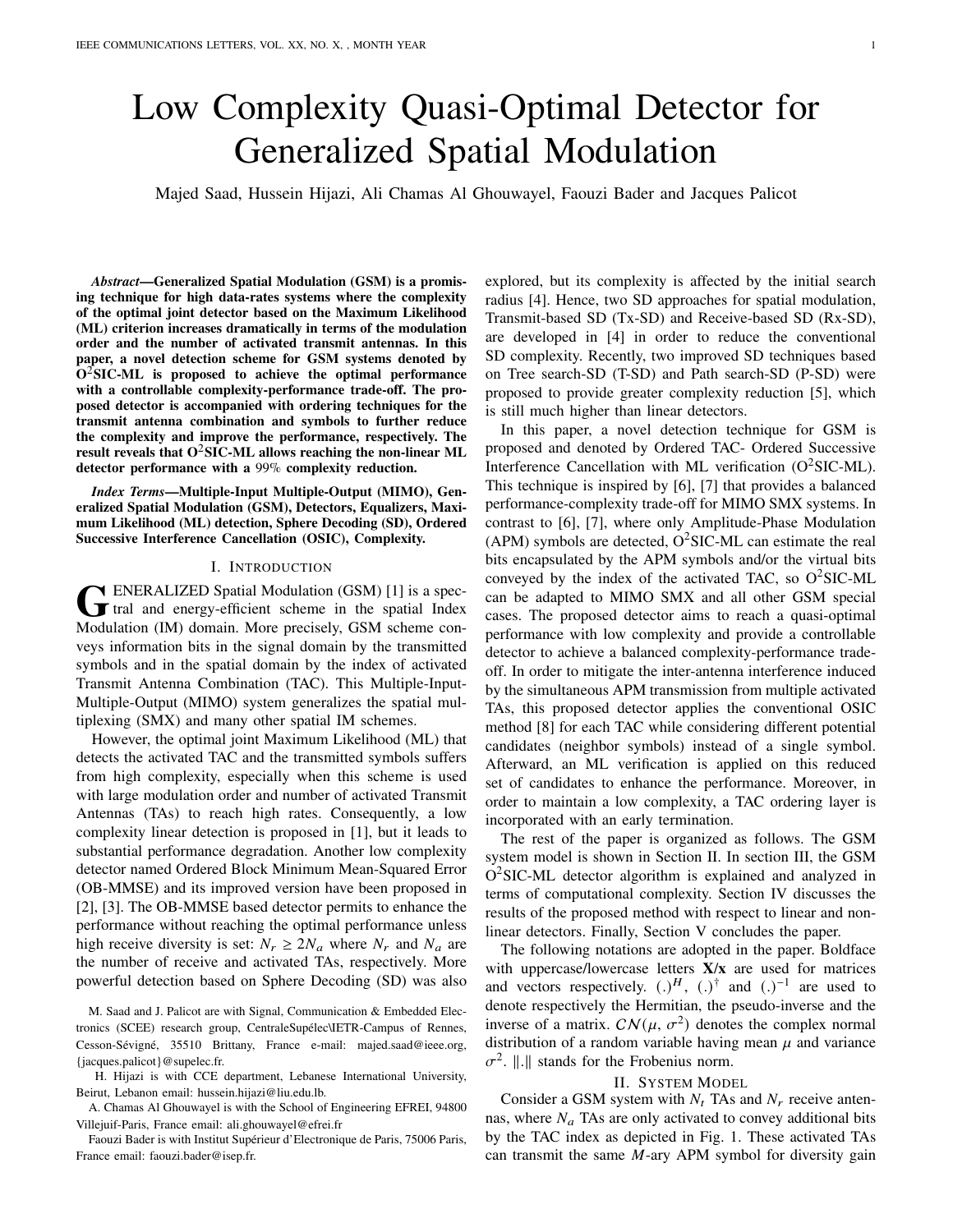# Low Complexity Quasi-Optimal Detector for Generalized Spatial Modulation

Majed Saad, Hussein Hijazi, Ali Chamas Al Ghouwayel, Faouzi Bader and Jacques Palicot

***Abstract*—Generalized Spatial Modulation (GSM) is a promising technique for high data-rates systems where the complexity of the optimal joint detector based on the Maximum Likelihood (ML) criterion increases dramatically in terms of the modulation order and the number of activated transmit antennas. In this paper, a novel detection scheme for GSM systems denoted by O$^2$SIC-ML is proposed to achieve the optimal performance with a controllable complexity-performance trade-off. The proposed detector is accompanied with ordering techniques for the transmit antenna combination and symbols to further reduce the complexity and improve the performance, respectively. The result reveals that O$^2$SIC-ML allows reaching the non-linear ML detector performance with a 99% complexity reduction.**

***Index Terms*—Multiple-Input Multiple-Output (MIMO), Generalized Spatial Modulation (GSM), Detectors, Equalizers, Maximum Likelihood (ML) detection, Sphere Decoding (SD), Ordered Successive Interference Cancellation (OSIC), Complexity.**

## I. Introduction

Generalized Spatial Modulation (GSM) [1] is a spectral and energy-efficient scheme in the spatial Index Modulation (IM) domain. More precisely, GSM scheme conveys information bits in the signal domain by the transmitted symbols and in the spatial domain by the index of activated Transmit Antenna Combination (TAC). This Multiple-Input-Multiple-Output (MIMO) system generalizes the spatial multiplexing (SMX) and many other spatial IM schemes.

However, the optimal joint Maximum Likelihood (ML) that detects the activated TAC and the transmitted symbols suffers from high complexity, especially when this scheme is used with large modulation order and number of activated Transmit Antennas (TAs) to reach high rates. Consequently, a low complexity linear detection is proposed in [1], but it leads to substantial performance degradation. Another low complexity detector named Ordered Block Minimum Mean-Squared Error (OB-MMSE) and its improved version have been proposed in [2], [3]. The OB-MMSE based detector permits to enhance the performance without reaching the optimal performance unless high receive diversity is set: $N_r \geq 2N_a$ where $N_r$ and $N_a$ are the number of receive and activated TAs, respectively. More powerful detection based on Sphere Decoding (SD) was also explored, but its complexity is affected by the initial search radius [4]. Hence, two SD approaches for spatial modulation, Transmit-based SD (Tx-SD) and Receive-based SD (Rx-SD), are developed in [4] in order to reduce the conventional SD complexity. Recently, two improved SD techniques based on Tree search-SD (T-SD) and Path search-SD (P-SD) were proposed to provide greater complexity reduction [5], which is still much higher than linear detectors.

In this paper, a novel detection technique for GSM is proposed and denoted by Ordered TAC- Ordered Successive Interference Cancellation with ML verification (O$^2$SIC-ML). This technique is inspired by [6], [7] that provides a balanced performance-complexity trade-off for MIMO SMX systems. In contrast to [6], [7], where only Amplitude-Phase Modulation (APM) symbols are detected, O$^2$SIC-ML can estimate the real bits encapsulated by the APM symbols and/or the virtual bits conveyed by the index of the activated TAC, so O$^2$SIC-ML can be adapted to MIMO SMX and all other GSM special cases. The proposed detector aims to reach a quasi-optimal performance with low complexity and provide a controllable detector to achieve a balanced complexity-performance trade-off. In order to mitigate the inter-antenna interference induced by the simultaneous APM transmission from multiple activated TAs, this proposed detector applies the conventional OSIC method [8] for each TAC while considering different potential candidates (neighbor symbols) instead of a single symbol. Afterward, an ML verification is applied on this reduced set of candidates to enhance the performance. Moreover, in order to maintain a low complexity, a TAC ordering layer is incorporated with an early termination.

The rest of the paper is organized as follows. The GSM system model is shown in Section II. In section III, the GSM O$^2$SIC-ML detector algorithm is explained and analyzed in terms of computational complexity. Section IV discusses the results of the proposed method with respect to linear and non-linear detectors. Finally, Section V concludes the paper.

The following notations are adopted in the paper. Boldface with uppercase/lowercase letters **X/x** are used for matrices and vectors respectively. $(.)^H$, $(.)^\dagger$ and $(.)^{-1}$ are used to denote respectively the Hermitian, the pseudo-inverse and the inverse of a matrix. $\mathcal{CN}(\mu, \sigma^2)$ denotes the complex normal distribution of a random variable having mean $\mu$ and variance $\sigma^2$. $\|.\|$ stands for the Frobenius norm.

## II. System Model

Consider a GSM system with $N_t$ TAs and $N_r$ receive antennas, where $N_a$ TAs are only activated to convey additional bits by the TAC index as depicted in Fig. 1. These activated TAs can transmit the same $M$-ary APM symbol for diversity gain

M. Saad and J. Palicot are with Signal, Communication & Embedded Electronics (SCEE) research group, CentraleSupélec\IETR-Campus of Rennes, Cesson-Sévigné, 35510 Brittany, France e-mail: majed.saad@ieee.org, {jacques.palicot}@supelec.fr.

H. Hijazi is with CCE department, Lebanese International University, Beirut, Lebanon email: hussein.hijazi@liu.edu.lb.

A. Chamas Al Ghouwayel is with the School of Engineering EFREI, 94800 Villejuif-Paris, France email: ali.ghouwayel@efrei.fr

Faouzi Bader is with Institut Supérieur d'Electronique de Paris, 75006 Paris, France email: faouzi.bader@isep.fr.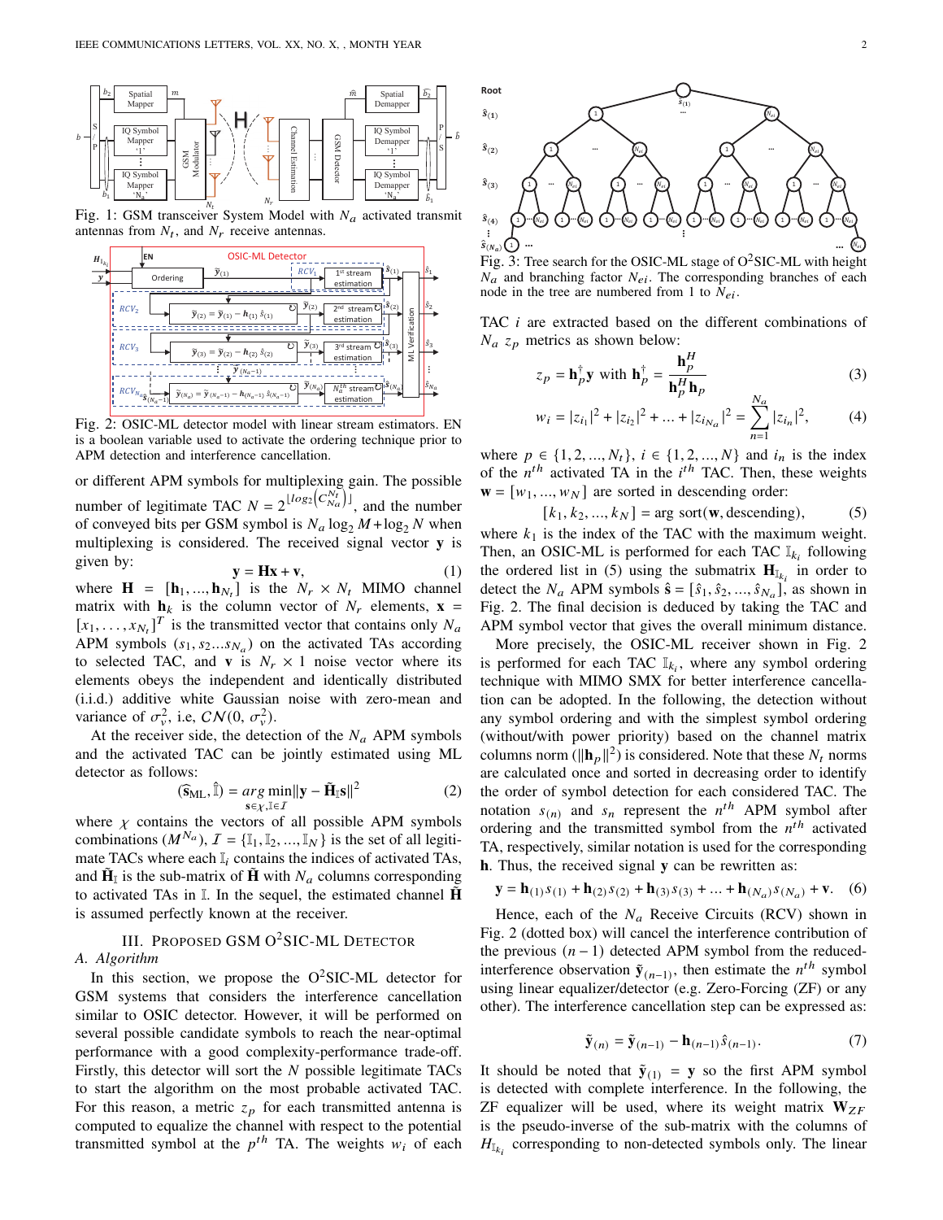Fig. 1: GSM transceiver System Model with $N_a$ activated transmit antennas from $N_t$, and $N_r$ receive antennas.

Fig. 2: OSIC-ML detector model with linear stream estimators. EN is a boolean variable used to activate the ordering technique prior to APM detection and interference cancellation.

or different APM symbols for multiplexing gain. The possible number of legitimate TAC $N = 2^{\lfloor log_2 \left(C_{N_a}^{N_t}\right) \rfloor}$, and the number of conveyed bits per GSM symbol is $N_a \log_2 M + \log_2 N$ when multiplexing is considered. The received signal vector $\mathbf{y}$ is given by:

$$\mathbf{y} = \mathbf{H}\mathbf{x} + \mathbf{v}, \tag{1}$$

where $\mathbf{H} = [\mathbf{h}_1, ..., \mathbf{h}_{N_t}]$ is the $N_r \times N_t$ MIMO channel matrix with $\mathbf{h}_k$ is the column vector of $N_r$ elements, $\mathbf{x} = [x_1, \ldots, x_{N_t}]^T$ is the transmitted vector that contains only $N_a$ APM symbols $(s_1, s_2 ... s_{N_a})$ on the activated TAs according to selected TAC, and $\mathbf{v}$ is $N_r \times 1$ noise vector where its elements obeys the independent and identically distributed (i.i.d.) additive white Gaussian noise with zero-mean and variance of $\sigma_v^2$, i.e, $\mathcal{CN}(0, \sigma_v^2)$.

At the receiver side, the detection of the $N_a$ APM symbols and the activated TAC can be jointly estimated using ML detector as follows:

$$(\widehat{\mathbf{s}}_{\text{ML}}, \hat{\mathbb{I}}) = \underset{\mathbf{s} \in \chi, \mathbb{I} \in \mathcal{I}}{arg \min} \|\mathbf{y} - \tilde{\mathbf{H}}_{\mathbb{I}}\mathbf{s}\|^2 \tag{2}$$

where $\chi$ contains the vectors of all possible APM symbols combinations $(M^{N_a})$, $\mathcal{I} = \{\mathbb{I}_1, \mathbb{I}_2, ..., \mathbb{I}_N\}$ is the set of all legitimate TACs where each $\mathbb{I}_i$ contains the indices of activated TAs, and $\tilde{\mathbf{H}}_{\mathbb{I}}$ is the sub-matrix of $\tilde{\mathbf{H}}$ with $N_a$ columns corresponding to activated TAs in $\mathbb{I}$. In the sequel, the estimated channel $\tilde{\mathbf{H}}$ is assumed perfectly known at the receiver.

## III. Proposed GSM O$^2$SIC-ML Detector

### A. Algorithm

In this section, we propose the O$^2$SIC-ML detector for GSM systems that considers the interference cancellation similar to OSIC detector. However, it will be performed on several possible candidate symbols to reach the near-optimal performance with a good complexity-performance trade-off. Firstly, this detector will sort the $N$ possible legitimate TACs to start the algorithm on the most probable activated TAC. For this reason, a metric $z_p$ for each transmitted antenna is computed to equalize the channel with respect to the potential transmitted symbol at the $p^{th}$ TA. The weights $w_i$ of each

Fig. 3: Tree search for the OSIC-ML stage of O$^2$SIC-ML with height $N_a$ and branching factor $N_{ei}$. The corresponding branches of each node in the tree are numbered from 1 to $N_{ei}$.

TAC $i$ are extracted based on the different combinations of $N_a$ $z_p$ metrics as shown below:

$$z_p = \mathbf{h}_p^\dagger \mathbf{y} \text{ with } \mathbf{h}_p^\dagger = \frac{\mathbf{h}_p^H}{\mathbf{h}_p^H \mathbf{h}_p} \tag{3}$$

$$w_i = |z_{i_1}|^2 + |z_{i_2}|^2 + ... + |z_{i_{N_a}}|^2 = \sum_{n=1}^{N_a} |z_{i_n}|^2, \tag{4}$$

where $p \in \{1, 2, ..., N_t\}$, $i \in \{1, 2, ..., N\}$ and $i_n$ is the index of the $n^{th}$ activated TA in the $i^{th}$ TAC. Then, these weights $\mathbf{w} = [w_1, ..., w_N]$ are sorted in descending order:

$$[k_1, k_2, ..., k_N] = \arg \text{sort}(\mathbf{w}, \text{descending}), \tag{5}$$

where $k_1$ is the index of the TAC with the maximum weight. Then, an OSIC-ML is performed for each TAC $\mathbb{I}_{k_i}$ following the ordered list in (5) using the submatrix $\mathbf{H}_{\mathbb{I}_{k_i}}$ in order to detect the $N_a$ APM symbols $\hat{\mathbf{s}} = [\hat{s}_1, \hat{s}_2, ..., \hat{s}_{N_a}]$, as shown in Fig. 2. The final decision is deduced by taking the TAC and APM symbol vector that gives the overall minimum distance.

More precisely, the OSIC-ML receiver shown in Fig. 2 is performed for each TAC $\mathbb{I}_{k_i}$, where any symbol ordering technique with MIMO SMX for better interference cancellation can be adopted. In the following, the detection without any symbol ordering and with the simplest symbol ordering (without/with power priority) based on the channel matrix columns norm ($\|\mathbf{h}_p\|^2$) is considered. Note that these $N_t$ norms are calculated once and sorted in decreasing order to identify the order of symbol detection for each considered TAC. The notation $s_{(n)}$ and $s_n$ represent the $n^{th}$ APM symbol after ordering and the transmitted symbol from the $n^{th}$ activated TA, respectively, similar notation is used for the corresponding $\mathbf{h}$. Thus, the received signal $\mathbf{y}$ can be rewritten as:

$$\mathbf{y} = \mathbf{h}_{(1)} s_{(1)} + \mathbf{h}_{(2)} s_{(2)} + \mathbf{h}_{(3)} s_{(3)} + ... + \mathbf{h}_{(N_a)} s_{(N_a)} + \mathbf{v}. \tag{6}$$

Hence, each of the $N_a$ Receive Circuits (RCV) shown in Fig. 2 (dotted box) will cancel the interference contribution of the previous $(n-1)$ detected APM symbol from the reduced-interference observation $\tilde{\mathbf{y}}_{(n-1)}$, then estimate the $n^{th}$ symbol using linear equalizer/detector (e.g. Zero-Forcing (ZF) or any other). The interference cancellation step can be expressed as:

$$\tilde{\mathbf{y}}_{(n)} = \tilde{\mathbf{y}}_{(n-1)} - \mathbf{h}_{(n-1)} \hat{s}_{(n-1)}. \tag{7}$$

It should be noted that $\tilde{\mathbf{y}}_{(1)} = \mathbf{y}$ so the first APM symbol is detected with complete interference. In the following, the ZF equalizer will be used, where its weight matrix $\mathbf{W}_{ZF}$ is the pseudo-inverse of the sub-matrix with the columns of $H_{\mathbb{I}_{k_i}}$ corresponding to non-detected symbols only. The linear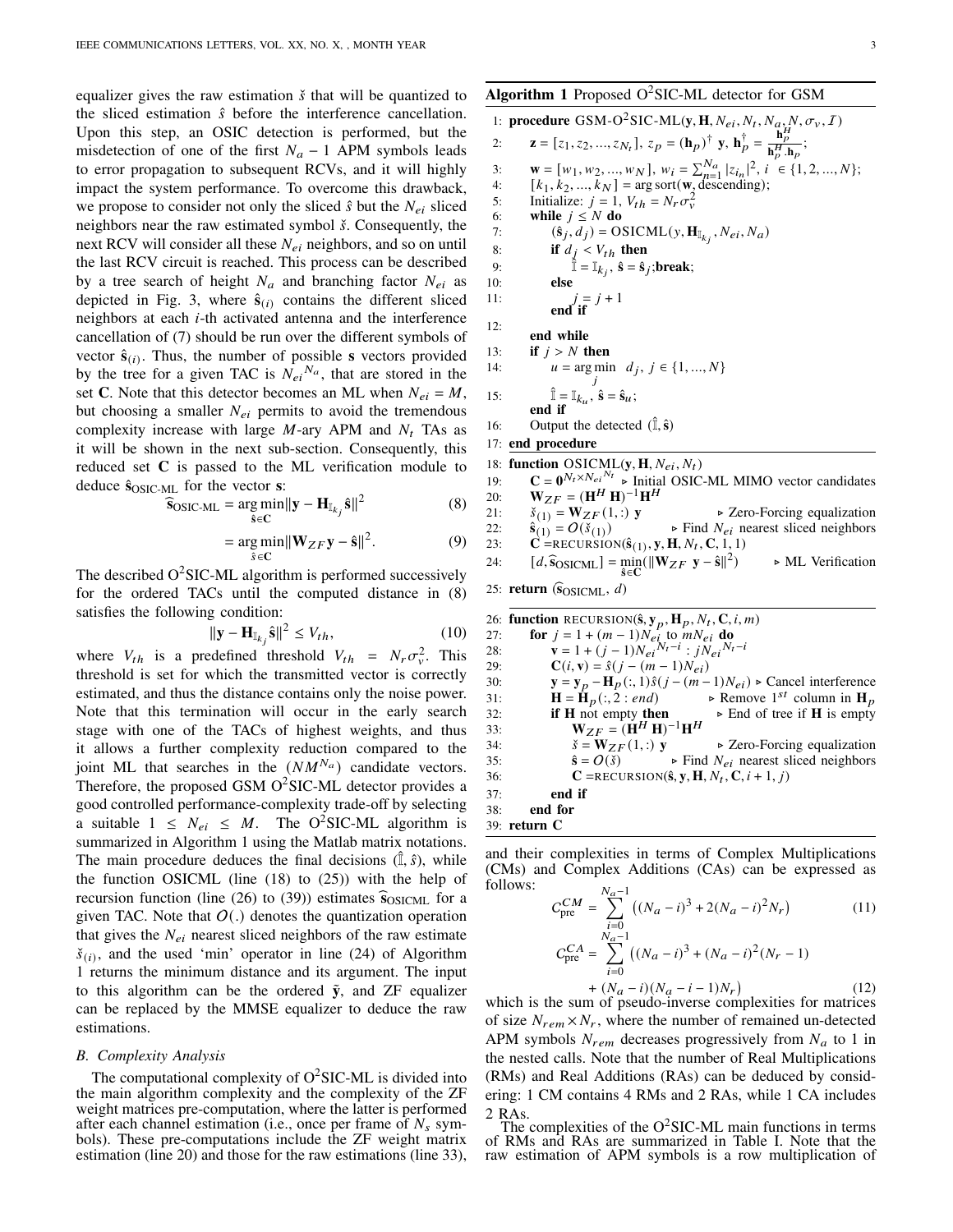equalizer gives the raw estimation $\check{s}$ that will be quantized to the sliced estimation $\hat{s}$ before the interference cancellation. Upon this step, an OSIC detection is performed, but the misdetection of one of the first $N_a - 1$ APM symbols leads to error propagation to subsequent RCVs, and it will highly impact the system performance. To overcome this drawback, we propose to consider not only the sliced $\hat{s}$ but the $N_{ei}$ sliced neighbors near the raw estimated symbol $\check{s}$. Consequently, the next RCV will consider all these $N_{ei}$ neighbors, and so on until the last RCV circuit is reached. This process can be described by a tree search of height $N_a$ and branching factor $N_{ei}$ as depicted in Fig. 3, where $\hat{\mathbf{s}}_{(i)}$ contains the different sliced neighbors at each $i$-th activated antenna and the interference cancellation of (7) should be run over the different symbols of vector $\hat{\mathbf{s}}_{(i)}$. Thus, the number of possible $\mathbf{s}$ vectors provided by the tree for a given TAC is ${N_{ei}}^{N_a}$, that are stored in the set $\mathbf{C}$. Note that this detector becomes an ML when $N_{ei} = M$, but choosing a smaller $N_{ei}$ permits to avoid the tremendous complexity increase with large $M$-ary APM and $N_t$ TAs as it will be shown in the next sub-section. Consequently, this reduced set $\mathbf{C}$ is passed to the ML verification module to deduce $\hat{\mathbf{s}}_{\text{OSIC-ML}}$ for the vector $\mathbf{s}$:

$$\widehat{\mathbf{s}}_{\text{OSIC-ML}} = \underset{\hat{\mathbf{s}} \in \mathbf{C}}{\arg\min} \|\mathbf{y} - \mathbf{H}_{\mathbb{I}_{k_j}} \hat{\mathbf{s}}\|^2 \tag{8}$$

$$= \underset{\hat{s} \in \mathbf{C}}{\arg\min} \|\mathbf{W}_{ZF}\mathbf{y} - \hat{\mathbf{s}}\|^2. \tag{9}$$

The described O$^2$SIC-ML algorithm is performed successively for the ordered TACs until the computed distance in (8) satisfies the following condition:

$$\|\mathbf{y} - \mathbf{H}_{\mathbb{I}_{k_j}} \hat{\mathbf{s}}\|^2 \leq V_{th}, \tag{10}$$

where $V_{th}$ is a predefined threshold $V_{th} = N_r \sigma_v^2$. This threshold is set for which the transmitted vector is correctly estimated, and thus the distance contains only the noise power. Note that this termination will occur in the early search stage with one of the TACs of highest weights, and thus it allows a further complexity reduction compared to the joint ML that searches in the $(NM^{N_a})$ candidate vectors. Therefore, the proposed GSM O$^2$SIC-ML detector provides a good controlled performance-complexity trade-off by selecting a suitable $1 \leq N_{ei} \leq M$. The O$^2$SIC-ML algorithm is summarized in Algorithm 1 using the Matlab matrix notations. The main procedure deduces the final decisions $(\hat{\mathbb{I}}, \hat{s})$, while the function OSICML (line (18) to (25)) with the help of recursion function (line (26) to (39)) estimates $\widehat{\mathbf{s}}_{\text{OSICML}}$ for a given TAC. Note that $O(.)$ denotes the quantization operation that gives the $N_{ei}$ nearest sliced neighbors of the raw estimate $\check{s}_{(i)}$, and the used 'min' operator in line (24) of Algorithm 1 returns the minimum distance and its argument. The input to this algorithm can be the ordered $\tilde{\mathbf{y}}$, and ZF equalizer can be replaced by the MMSE equalizer to deduce the raw estimations.

**Algorithm 1** Proposed O$^2$SIC-ML detector for GSM

```
1:  procedure GSM-O²SIC-ML(y, H, N_ei, N_t, N_a, N, σ_v, I)
2:      z = [z_1, z_2, ..., z_Nt], z_p = (h_p)† y, h_p† = h_p^H / (h_p^H . h_p);
3:      w = [w_1, w_2, ..., w_N], w_i = Σ_{n=1}^{N_a} |z_{i_n}|², i ∈ {1, 2, ..., N};
4:      [k_1, k_2, ..., k_N] = arg sort(w, descending);
5:      Initialize: j = 1, V_th = N_r σ_v²
6:      while j ≤ N do
7:          (ŝ_j, d_j) = OSICML(y, H_{I_kj}, N_ei, N_a)
8:          if d_j < V_th then
9:              Î = I_kj, ŝ = ŝ_j; break;
10:         else
11:             j = j + 1
            end if
12:
        end while
13:     if j > N then
14:         u = arg min_j  d_j, j ∈ {1, ..., N}
15:         Î = I_ku, ŝ = ŝ_u;
        end if
16:     Output the detected (Î, ŝ)
17: end procedure
18: function OSICML(y, H, N_ei, N_t)
19:     C = 0^{N_t × N_ei^N_t}           ▷ Initial OSIC-ML MIMO vector candidates
20:     W_ZF = (H^H H)^{-1} H^H
21:     š_(1) = W_ZF(1, :) y                  ▷ Zero-Forcing equalization
22:     ŝ_(1) = O(š_(1))                      ▷ Find N_ei nearest sliced neighbors
23:     C = RECURSION(ŝ_(1), y, H, N_t, C, 1, 1)
24:     [d, ŝ_OSICML] = min_{ŝ∈C}(||W_ZF y − ŝ||²)    ▷ ML Verification
25: return (ŝ_OSICML, d)
26: function RECURSION(ŝ, y_p, H_p, N_t, C, i, m)
27:     for j = 1 + (m − 1)N_ei to mN_ei do
28:         v = 1 + (j − 1)N_ei^{N_t−i} : jN_ei^{N_t−i}
29:         C(i, v) = ŝ(j − (m − 1)N_ei)
30:         y = y_p − H_p(:, 1)ŝ(j − (m − 1)N_ei)   ▷ Cancel interference
31:         H = H_p(:, 2 : end)               ▷ Remove 1st column in H_p
32:         if H not empty then               ▷ End of tree if H is empty
33:             W_ZF = (H^H H)^{-1} H^H
34:             š = W_ZF(1, :) y              ▷ Zero-Forcing equalization
35:             ŝ = O(š)                      ▷ Find N_ei nearest sliced neighbors
36:             C = RECURSION(ŝ, y, H, N_t, C, i + 1, j)
37:         end if
38:     end for
39: return C
```

### B. Complexity Analysis

The computational complexity of O$^2$SIC-ML is divided into the main algorithm complexity and the complexity of the ZF weight matrices pre-computation, where the latter is performed after each channel estimation (i.e., once per frame of $N_s$ symbols). These pre-computations include the ZF weight matrix estimation (line 20) and those for the raw estimations (line 33), and their complexities in terms of Complex Multiplications (CMs) and Complex Additions (CAs) can be expressed as follows:

$$C_{\text{pre}}^{CM} = \sum_{i=0}^{N_a-1} \left((N_a - i)^3 + 2(N_a - i)^2 N_r\right) \tag{11}$$

$$C_{\text{pre}}^{CA} = \sum_{i=0}^{N_a-1} \big((N_a - i)^3 + (N_a - i)^2(N_r - 1) + (N_a - i)(N_a - i - 1)N_r\big) \tag{12}$$

which is the sum of pseudo-inverse complexities for matrices of size $N_{rem} \times N_r$, where the number of remained un-detected APM symbols $N_{rem}$ decreases progressively from $N_a$ to 1 in the nested calls. Note that the number of Real Multiplications (RMs) and Real Additions (RAs) can be deduced by considering: 1 CM contains 4 RMs and 2 RAs, while 1 CA includes 2 RAs.

The complexities of the O$^2$SIC-ML main functions in terms of RMs and RAs are summarized in Table I. Note that the raw estimation of APM symbols is a row multiplication of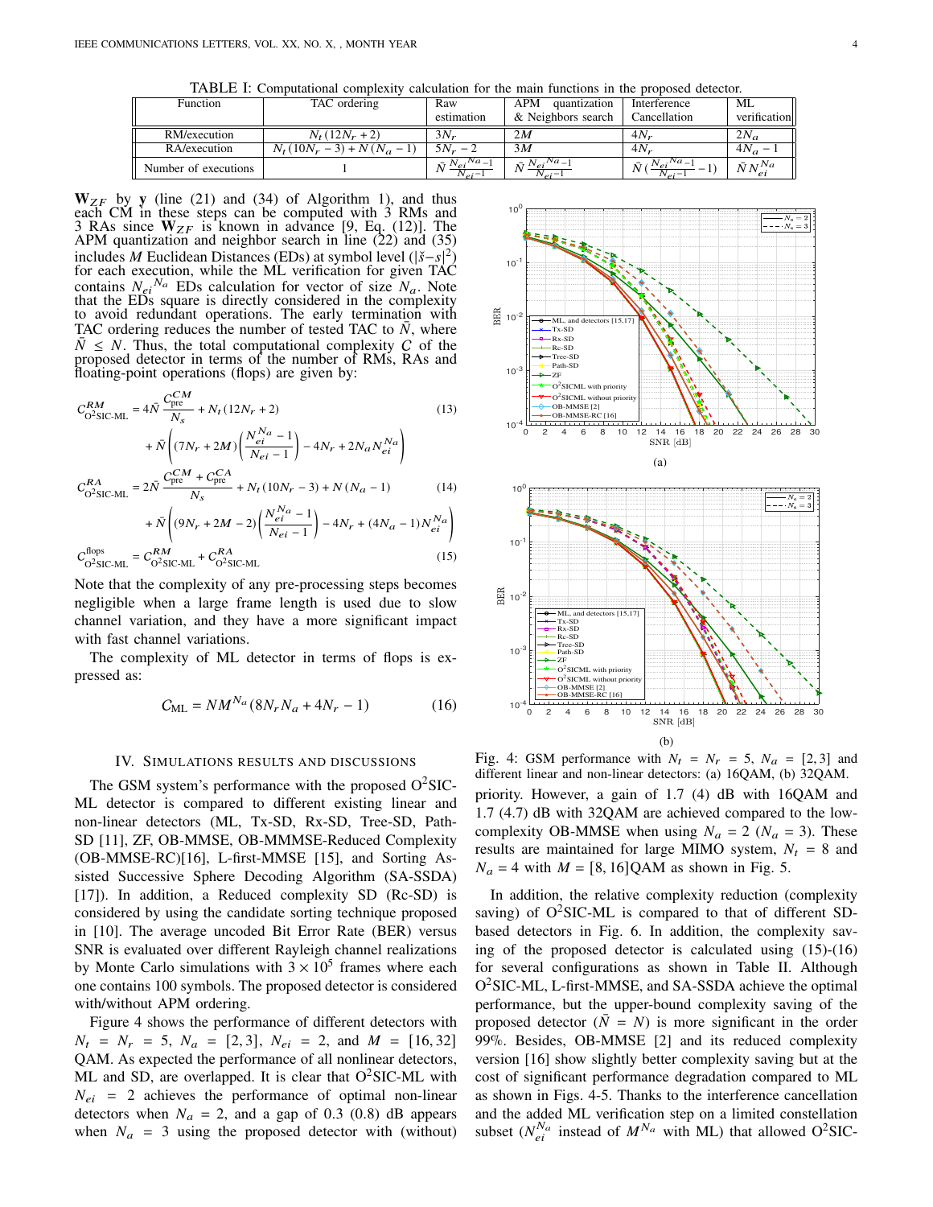TABLE I: Computational complexity calculation for the main functions in the proposed detector.

| Function | TAC ordering | Raw estimation | APM quantization & Neighbors search | Interference Cancellation | ML verification |
|---|---|---|---|---|---|
| RM/execution | $N_t(12N_r+2)$ | $3N_r$ | $2M$ | $4N_r$ | $2N_a$ |
| RA/execution | $N_t(10N_r-3)+N(N_a-1)$ | $5N_r-2$ | $3M$ | $4N_r$ | $4N_a-1$ |
| Number of executions | 1 | $\bar{N}\frac{N_{ei}{}^{N_a}-1}{N_{ei}-1}$ | $\bar{N}\frac{N_{ei}{}^{N_a}-1}{N_{ei}-1}$ | $\bar{N}(\frac{N_{ei}{}^{N_a}-1}{N_{ei}-1}-1)$ | $\bar{N}N_{ei}^{N_a}$ |

$\mathbf{W}_{ZF}$ by $\mathbf{y}$ (line (21) and (34) of Algorithm 1), and thus each CM in these steps can be computed with 3 RMs and 3 RAs since $\mathbf{W}_{ZF}$ is known in advance [9, Eq. (12)]. The APM quantization and neighbor search in line (22) and (35) includes $M$ Euclidean Distances (EDs) at symbol level ($|\check{s}-s|^2$) for each execution, while the ML verification for given TAC contains $N_{ei}{}^{N_a}$ EDs calculation for vector of size $N_a$. Note that the EDs square is directly considered in the complexity to avoid redundant operations. The early termination with TAC ordering reduces the number of tested TAC to $\bar{N}$, where $\bar{N} \leq N$. Thus, the total computational complexity $C$ of the proposed detector in terms of the number of RMs, RAs and floating-point operations (flops) are given by:

$$C^{RM}_{\text{O}^2\text{SIC-ML}} = 4\bar{N}\frac{C^{CM}_{\text{pre}}}{N_s} + N_t(12N_r+2) + \bar{N}\left((7N_r+2M)\left(\frac{N_{ei}^{N_a}-1}{N_{ei}-1}\right) - 4N_r + 2N_a N_{ei}^{N_a}\right) \tag{13}$$

$$C^{RA}_{\text{O}^2\text{SIC-ML}} = 2\bar{N}\frac{C^{CM}_{\text{pre}}+C^{CA}_{\text{pre}}}{N_s} + N_t(10N_r-3) + N(N_a-1) + \bar{N}\left((9N_r+2M-2)\left(\frac{N_{ei}^{N_a}-1}{N_{ei}-1}\right) - 4N_r + (4N_a-1)N_{ei}^{N_a}\right) \tag{14}$$

$$C^{\text{flops}}_{\text{O}^2\text{SIC-ML}} = C^{RM}_{\text{O}^2\text{SIC-ML}} + C^{RA}_{\text{O}^2\text{SIC-ML}} \tag{15}$$

Note that the complexity of any pre-processing steps becomes negligible when a large frame length is used due to slow channel variation, and they have a more significant impact with fast channel variations.

The complexity of ML detector in terms of flops is expressed as:

$$C_{\text{ML}} = NM^{N_a}(8N_rN_a + 4N_r - 1) \tag{16}$$

## IV. Simulations results and discussions

The GSM system's performance with the proposed O$^2$SIC-ML detector is compared to different existing linear and non-linear detectors (ML, Tx-SD, Rx-SD, Tree-SD, Path-SD [11], ZF, OB-MMSE, OB-MMMSE-Reduced Complexity (OB-MMSE-RC)[16], L-first-MMSE [15], and Sorting Assisted Successive Sphere Decoding Algorithm (SA-SSDA) [17]). In addition, a Reduced complexity SD (Rc-SD) is considered by using the candidate sorting technique proposed in [10]. The average uncoded Bit Error Rate (BER) versus SNR is evaluated over different Rayleigh channel realizations by Monte Carlo simulations with $3\times10^5$ frames where each one contains 100 symbols. The proposed detector is considered with/without APM ordering.

Figure 4 shows the performance of different detectors with $N_t = N_r = 5$, $N_a = [2,3]$, $N_{ei} = 2$, and $M = [16,32]$ QAM. As expected the performance of all nonlinear detectors, ML and SD, are overlapped. It is clear that O$^2$SIC-ML with $N_{ei} = 2$ achieves the performance of optimal non-linear detectors when $N_a = 2$, and a gap of 0.3 (0.8) dB appears when $N_a = 3$ using the proposed detector with (without) priority. However, a gain of 1.7 (4) dB with 16QAM and 1.7 (4.7) dB with 32QAM are achieved compared to the low-complexity OB-MMSE when using $N_a = 2$ ($N_a = 3$). These results are maintained for large MIMO system, $N_t = 8$ and $N_a = 4$ with $M = [8,16]$QAM as shown in Fig. 5.

Fig. 4: GSM performance with $N_t = N_r = 5$, $N_a = [2,3]$ and different linear and non-linear detectors: (a) 16QAM, (b) 32QAM.

In addition, the relative complexity reduction (complexity saving) of O$^2$SIC-ML is compared to that of different SD-based detectors in Fig. 6. In addition, the complexity saving of the proposed detector is calculated using (15)-(16) for several configurations as shown in Table II. Although O$^2$SIC-ML, L-first-MMSE, and SA-SSDA achieve the optimal performance, but the upper-bound complexity saving of the proposed detector ($\bar{N} = N$) is more significant in the order 99%. Besides, OB-MMSE [2] and its reduced complexity version [16] show slightly better complexity saving but at the cost of significant performance degradation compared to ML as shown in Figs. 4-5. Thanks to the interference cancellation and the added ML verification step on a limited constellation subset ($N_{ei}^{N_a}$ instead of $M^{N_a}$ with ML) that allowed O$^2$SIC-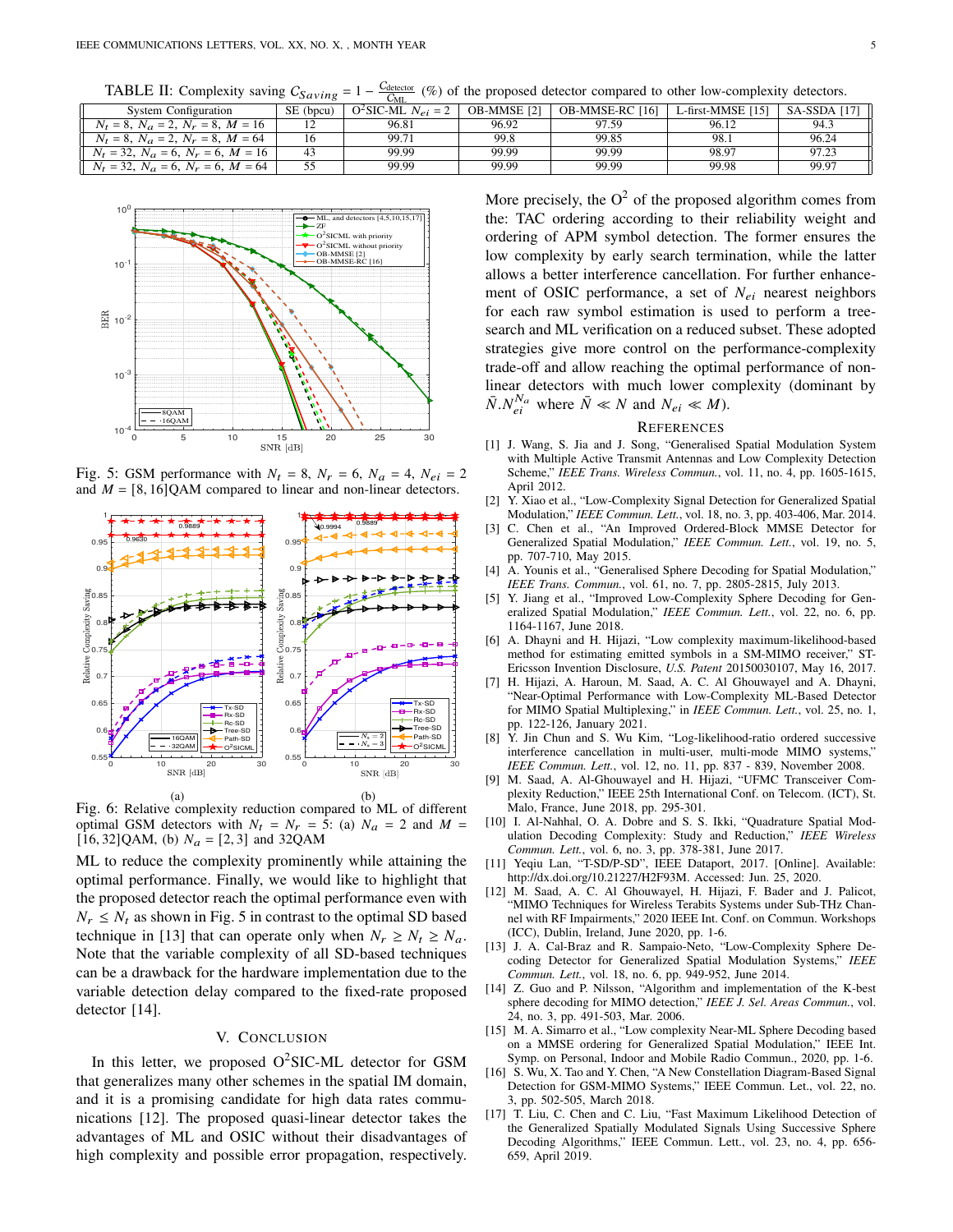TABLE II: Complexity saving $C_{Saving} = 1 - \frac{C_{\text{detector}}}{C_{\text{ML}}}$ (%) of the proposed detector compared to other low-complexity detectors.

| System Configuration | SE (bpcu) | O$^2$SIC-ML $N_{ei}=2$ | OB-MMSE [2] | OB-MMSE-RC [16] | L-first-MMSE [15] | SA-SSDA [17] |
|---|---|---|---|---|---|---|
| $N_t=8$, $N_a=2$, $N_r=8$, $M=16$ | 12 | 96.81 | 96.92 | 97.59 | 96.12 | 94.3 |
| $N_t=8$, $N_a=2$, $N_r=8$, $M=64$ | 16 | 99.71 | 99.8 | 99.85 | 98.1 | 96.24 |
| $N_t=32$, $N_a=6$, $N_r=6$, $M=16$ | 43 | 99.99 | 99.99 | 99.99 | 98.97 | 97.23 |
| $N_t=32$, $N_a=6$, $N_r=6$, $M=64$ | 55 | 99.99 | 99.99 | 99.99 | 99.98 | 99.97 |

ML and detectors [4,5,10,15,17]
ZF
O$^2$SICML with priority
O$^2$SICML without priority
OB-MMSE [2]
OB-MMSE-RC [16]
8QAM
16QAM
BER
SNR [dB]

Fig. 5: GSM performance with $N_t=8$, $N_r=6$, $N_a=4$, $N_{ei}=2$ and $M=[8,16]$QAM compared to linear and non-linear detectors.

Relative Complexity Saving
SNR [dB]
0.9889
0.9630
0.9994
Tx-SD
Rx-SD
Rc-SD
Tree-SD
Path-SD
O$^2$SICML
16QAM
32QAM
$N_a = 2$
$N_a = 3$
(a)
(b)

Fig. 6: Relative complexity reduction compared to ML of different optimal GSM detectors with $N_t = N_r = 5$: (a) $N_a = 2$ and $M = [16,32]$QAM, (b) $N_a = [2,3]$ and 32QAM

ML to reduce the complexity prominently while attaining the optimal performance. Finally, we would like to highlight that the proposed detector reach the optimal performance even with $N_r \leq N_t$ as shown in Fig. 5 in contrast to the optimal SD based technique in [13] that can operate only when $N_r \geq N_t \geq N_a$. Note that the variable complexity of all SD-based techniques can be a drawback for the hardware implementation due to the variable detection delay compared to the fixed-rate proposed detector [14].

## V. Conclusion

In this letter, we proposed O$^2$SIC-ML detector for GSM that generalizes many other schemes in the spatial IM domain, and it is a promising candidate for high data rates communications [12]. The proposed quasi-linear detector takes the advantages of ML and OSIC without their disadvantages of high complexity and possible error propagation, respectively. More precisely, the O$^2$ of the proposed algorithm comes from the: TAC ordering according to their reliability weight and ordering of APM symbol detection. The former ensures the low complexity by early search termination, while the latter allows a better interference cancellation. For further enhancement of OSIC performance, a set of $N_{ei}$ nearest neighbors for each raw symbol estimation is used to perform a tree-search and ML verification on a reduced subset. These adopted strategies give more control on the performance-complexity trade-off and allow reaching the optimal performance of non-linear detectors with much lower complexity (dominant by $\bar{N}.N_{ei}^{N_a}$ where $\bar{N} \ll N$ and $N_{ei} \ll M$).

## References

[1] J. Wang, S. Jia and J. Song, "Generalised Spatial Modulation System with Multiple Active Transmit Antennas and Low Complexity Detection Scheme," *IEEE Trans. Wireless Commun.*, vol. 11, no. 4, pp. 1605-1615, April 2012.

[2] Y. Xiao et al., "Low-Complexity Signal Detection for Generalized Spatial Modulation," *IEEE Commun. Lett.*, vol. 18, no. 3, pp. 403-406, Mar. 2014.

[3] C. Chen et al., "An Improved Ordered-Block MMSE Detector for Generalized Spatial Modulation," *IEEE Commun. Lett.*, vol. 19, no. 5, pp. 707-710, May 2015.

[4] A. Younis et al., "Generalised Sphere Decoding for Spatial Modulation," *IEEE Trans. Commun.*, vol. 61, no. 7, pp. 2805-2815, July 2013.

[5] Y. Jiang et al., "Improved Low-Complexity Sphere Decoding for Generalized Spatial Modulation," *IEEE Commun. Lett.*, vol. 22, no. 6, pp. 1164-1167, June 2018.

[6] A. Dhayni and H. Hijazi, "Low complexity maximum-likelihood-based method for estimating emitted symbols in a SM-MIMO receiver," ST-Ericsson Invention Disclosure, *U.S. Patent* 20150030107, May 16, 2017.

[7] H. Hijazi, A. Haroun, M. Saad, A. C. Al Ghouwayel and A. Dhayni, "Near-Optimal Performance with Low-Complexity ML-Based Detector for MIMO Spatial Multiplexing," in *IEEE Commun. Lett.*, vol. 25, no. 1, pp. 122-126, January 2021.

[8] Y. Jin Chun and S. Wu Kim, "Log-likelihood-ratio ordered successive interference cancellation in multi-user, multi-mode MIMO systems," *IEEE Commun. Lett.*, vol. 12, no. 11, pp. 837 - 839, November 2008.

[9] M. Saad, A. Al-Ghouwayel and H. Hijazi, "UFMC Transceiver Complexity Reduction," IEEE 25th International Conf. on Telecom. (ICT), St. Malo, France, June 2018, pp. 295-301.

[10] I. Al-Nahhal, O. A. Dobre and S. S. Ikki, "Quadrature Spatial Modulation Decoding Complexity: Study and Reduction," *IEEE Wireless Commun. Lett.*, vol. 6, no. 3, pp. 378-381, June 2017.

[11] Yeqiu Lan, "T-SD/P-SD", IEEE Dataport, 2017. [Online]. Available: http://dx.doi.org/10.21227/H2F93M. Accessed: Jun. 25, 2020.

[12] M. Saad, A. C. Al Ghouwayel, H. Hijazi, F. Bader and J. Palicot, "MIMO Techniques for Wireless Terabits Systems under Sub-THz Channel with RF Impairments," 2020 IEEE Int. Conf. on Commun. Workshops (ICC), Dublin, Ireland, June 2020, pp. 1-6.

[13] J. A. Cal-Braz and R. Sampaio-Neto, "Low-Complexity Sphere Decoding Detector for Generalized Spatial Modulation Systems," *IEEE Commun. Lett.*, vol. 18, no. 6, pp. 949-952, June 2014.

[14] Z. Guo and P. Nilsson, "Algorithm and implementation of the K-best sphere decoding for MIMO detection," *IEEE J. Sel. Areas Commun.*, vol. 24, no. 3, pp. 491-503, Mar. 2006.

[15] M. A. Simarro et al., "Low complexity Near-ML Sphere Decoding based on a MMSE ordering for Generalized Spatial Modulation," IEEE Int. Symp. on Personal, Indoor and Mobile Radio Commun., 2020, pp. 1-6.

[16] S. Wu, X. Tao and Y. Chen, "A New Constellation Diagram-Based Signal Detection for GSM-MIMO Systems," IEEE Commun. Let., vol. 22, no. 3, pp. 502-505, March 2018.

[17] T. Liu, C. Chen and C. Liu, "Fast Maximum Likelihood Detection of the Generalized Spatially Modulated Signals Using Successive Sphere Decoding Algorithms," IEEE Commun. Lett., vol. 23, no. 4, pp. 656-659, April 2019.